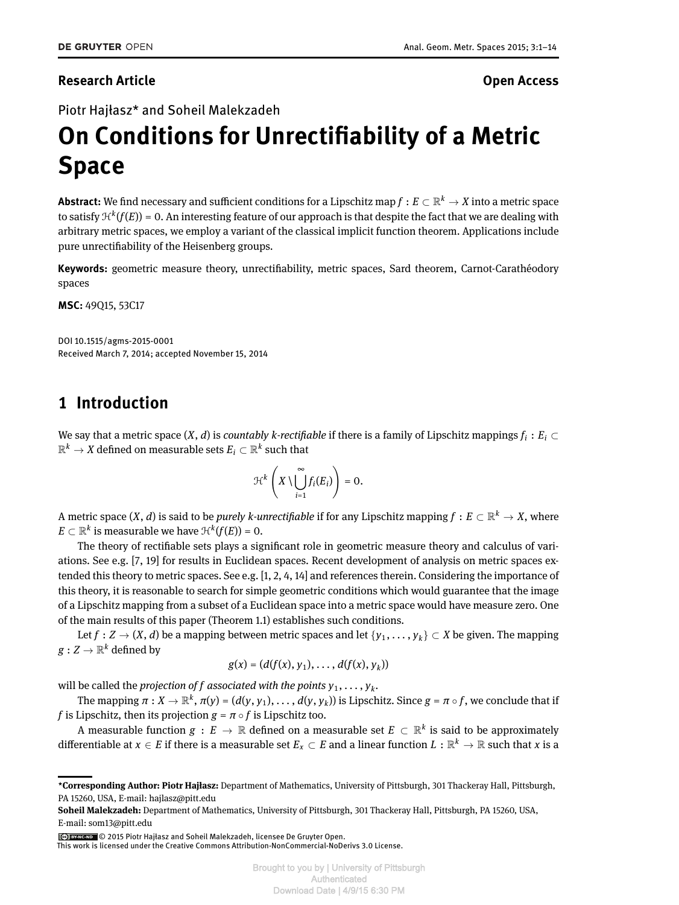**Research Article** **Open Access**

Piotr Hajłasz* and Soheil Malekzadeh

# On Conditions for Unrectifiability of a Metric Space

**Abstract:** We find necessary and sufficient conditions for a Lipschitz map $f : E \subset \mathbb{R}^k \to X$ into a metric space to satisfy $\mathcal{H}^k(f(E)) = 0$. An interesting feature of our approach is that despite the fact that we are dealing with arbitrary metric spaces, we employ a variant of the classical implicit function theorem. Applications include pure unrectifiability of the Heisenberg groups.

**Keywords:** geometric measure theory, unrectifiability, metric spaces, Sard theorem, Carnot-Carathéodory spaces

**MSC:** 49Q15, 53C17

DOI 10.1515/agms-2015-0001
Received March 7, 2014; accepted November 15, 2014

## 1 Introduction

We say that a metric space $(X, d)$ is *countably k-rectifiable* if there is a family of Lipschitz mappings $f_i : E_i \subset \mathbb{R}^k \to X$ defined on measurable sets $E_i \subset \mathbb{R}^k$ such that

$$\mathcal{H}^k\left(X \setminus \bigcup_{i=1}^{\infty} f_i(E_i)\right) = 0.$$

A metric space $(X, d)$ is said to be *purely k-unrectifiable* if for any Lipschitz mapping $f : E \subset \mathbb{R}^k \to X$, where $E \subset \mathbb{R}^k$ is measurable we have $\mathcal{H}^k(f(E)) = 0$.

The theory of rectifiable sets plays a significant role in geometric measure theory and calculus of variations. See e.g. [7, 19] for results in Euclidean spaces. Recent development of analysis on metric spaces extended this theory to metric spaces. See e.g. [1, 2, 4, 14] and references therein. Considering the importance of this theory, it is reasonable to search for simple geometric conditions which would guarantee that the image of a Lipschitz mapping from a subset of a Euclidean space into a metric space would have measure zero. One of the main results of this paper (Theorem 1.1) establishes such conditions.

Let $f : Z \to (X, d)$ be a mapping between metric spaces and let $\{y_1, \dots, y_k\} \subset X$ be given. The mapping $g : Z \to \mathbb{R}^k$ defined by

$$g(x) = (d(f(x), y_1), \dots, d(f(x), y_k))$$

will be called the *projection of f associated with the points* $y_1, \dots, y_k$.

The mapping $\pi : X \to \mathbb{R}^k$, $\pi(y) = (d(y, y_1), \dots, d(y, y_k))$ is Lipschitz. Since $g = \pi \circ f$, we conclude that if $f$ is Lipschitz, then its projection $g = \pi \circ f$ is Lipschitz too.

A measurable function $g : E \to \mathbb{R}$ defined on a measurable set $E \subset \mathbb{R}^k$ is said to be approximately differentiable at $x \in E$ if there is a measurable set $E_x \subset E$ and a linear function $L : \mathbb{R}^k \to \mathbb{R}$ such that $x$ is a

---

***Corresponding Author: Piotr Hajłasz:** Department of Mathematics, University of Pittsburgh, 301 Thackeray Hall, Pittsburgh, PA 15260, USA, E-mail: hajlasz@pitt.edu
**Soheil Malekzadeh:** Department of Mathematics, University of Pittsburgh, 301 Thackeray Hall, Pittsburgh, PA 15260, USA, E-mail: som13@pitt.edu

© 2015 Piotr Hajłasz and Soheil Malekzadeh, licensee De Gruyter Open.
This work is licensed under the Creative Commons Attribution-NonCommercial-NoDerivs 3.0 License.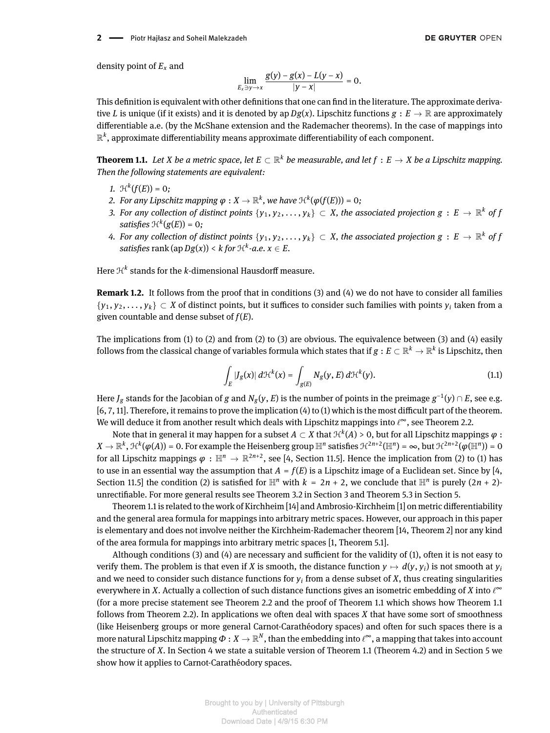density point of $E_x$ and

$$\lim_{E_x \ni y \to x} \frac{g(y) - g(x) - L(y - x)}{|y - x|} = 0.$$

This definition is equivalent with other definitions that one can find in the literature. The approximate derivative $L$ is unique (if it exists) and it is denoted by $\operatorname{ap} Dg(x)$. Lipschitz functions $g : E \to \mathbb{R}$ are approximately differentiable a.e. (by the McShane extension and the Rademacher theorems). In the case of mappings into $\mathbb{R}^k$, approximate differentiability means approximate differentiability of each component.

**Theorem 1.1.** *Let $X$ be a metric space, let $E \subset \mathbb{R}^k$ be measurable, and let $f : E \to X$ be a Lipschitz mapping. Then the following statements are equivalent:*

1. *$\mathcal{H}^k(f(E)) = 0$;*
2. *For any Lipschitz mapping $\varphi : X \to \mathbb{R}^k$, we have $\mathcal{H}^k(\varphi(f(E))) = 0$;*
3. *For any collection of distinct points $\{y_1, y_2, \dots, y_k\} \subset X$, the associated projection $g : E \to \mathbb{R}^k$ of $f$ satisfies $\mathcal{H}^k(g(E)) = 0$;*
4. *For any collection of distinct points $\{y_1, y_2, \dots, y_k\} \subset X$, the associated projection $g : E \to \mathbb{R}^k$ of $f$ satisfies $\operatorname{rank}(\operatorname{ap} Dg(x)) < k$ for $\mathcal{H}^k$-a.e. $x \in E$.*

Here $\mathcal{H}^k$ stands for the $k$-dimensional Hausdorff measure.

**Remark 1.2.** It follows from the proof that in conditions (3) and (4) we do not have to consider all families $\{y_1, y_2, \dots, y_k\} \subset X$ of distinct points, but it suffices to consider such families with points $y_i$ taken from a given countable and dense subset of $f(E)$.

The implications from (1) to (2) and from (2) to (3) are obvious. The equivalence between (3) and (4) easily follows from the classical change of variables formula which states that if $g : E \subset \mathbb{R}^k \to \mathbb{R}^k$ is Lipschitz, then

$$\int_E |J_g(x)| \, d\mathcal{H}^k(x) = \int_{g(E)} N_g(y, E) \, d\mathcal{H}^k(y). \tag{1.1}$$

Here $J_g$ stands for the Jacobian of $g$ and $N_g(y, E)$ is the number of points in the preimage $g^{-1}(y) \cap E$, see e.g. [6, 7, 11]. Therefore, it remains to prove the implication (4) to (1) which is the most difficult part of the theorem. We will deduce it from another result which deals with Lipschitz mappings into $\ell^\infty$, see Theorem 2.2.

Note that in general it may happen for a subset $A \subset X$ that $\mathcal{H}^k(A) > 0$, but for all Lipschitz mappings $\varphi : X \to \mathbb{R}^k$, $\mathcal{H}^k(\varphi(A)) = 0$. For example the Heisenberg group $\mathbb{H}^n$ satisfies $\mathcal{H}^{2n+2}(\mathbb{H}^n) = \infty$, but $\mathcal{H}^{2n+2}(\varphi(\mathbb{H}^n)) = 0$ for all Lipschitz mappings $\varphi : \mathbb{H}^n \to \mathbb{R}^{2n+2}$, see [4, Section 11.5]. Hence the implication from (2) to (1) has to use in an essential way the assumption that $A = f(E)$ is a Lipschitz image of a Euclidean set. Since by [4, Section 11.5] the condition (2) is satisfied for $\mathbb{H}^n$ with $k = 2n + 2$, we conclude that $\mathbb{H}^n$ is purely $(2n + 2)$-unrectifiable. For more general results see Theorem 3.2 in Section 3 and Theorem 5.3 in Section 5.

Theorem 1.1 is related to the work of Kirchheim [14] and Ambrosio-Kirchheim [1] on metric differentiability and the general area formula for mappings into arbitrary metric spaces. However, our approach in this paper is elementary and does not involve neither the Kirchheim-Rademacher theorem [14, Theorem 2] nor any kind of the area formula for mappings into arbitrary metric spaces [1, Theorem 5.1].

Although conditions (3) and (4) are necessary and sufficient for the validity of (1), often it is not easy to verify them. The problem is that even if $X$ is smooth, the distance function $y \mapsto d(y, y_i)$ is not smooth at $y_i$ and we need to consider such distance functions for $y_i$ from a dense subset of $X$, thus creating singularities everywhere in $X$. Actually a collection of such distance functions gives an isometric embedding of $X$ into $\ell^\infty$ (for a more precise statement see Theorem 2.2 and the proof of Theorem 1.1 which shows how Theorem 1.1 follows from Theorem 2.2). In applications we often deal with spaces $X$ that have some sort of smoothness (like Heisenberg groups or more general Carnot-Carathéodory spaces) and often for such spaces there is a more natural Lipschitz mapping $\Phi : X \to \mathbb{R}^N$, than the embedding into $\ell^\infty$, a mapping that takes into account the structure of $X$. In Section 4 we state a suitable version of Theorem 1.1 (Theorem 4.2) and in Section 5 we show how it applies to Carnot-Carathéodory spaces.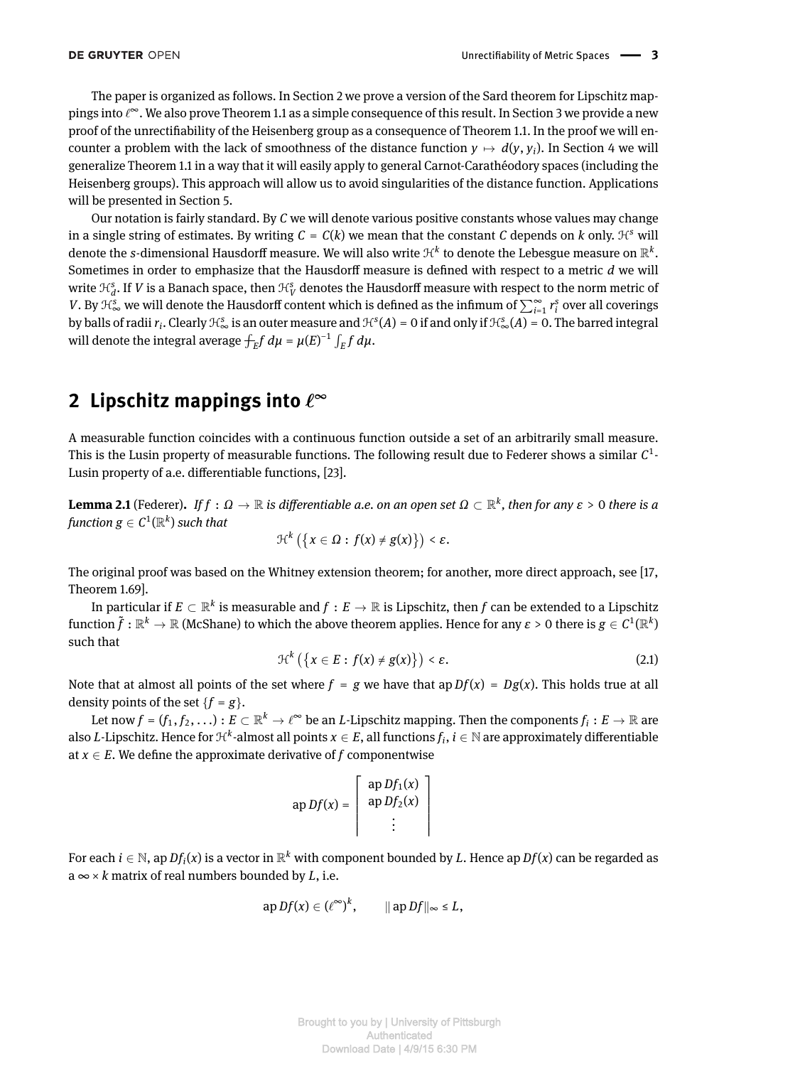The paper is organized as follows. In Section 2 we prove a version of the Sard theorem for Lipschitz mappings into $\ell^\infty$. We also prove Theorem 1.1 as a simple consequence of this result. In Section 3 we provide a new proof of the unrectifiability of the Heisenberg group as a consequence of Theorem 1.1. In the proof we will encounter a problem with the lack of smoothness of the distance function $y \mapsto d(y, y_i)$. In Section 4 we will generalize Theorem 1.1 in a way that it will easily apply to general Carnot-Carathéodory spaces (including the Heisenberg groups). This approach will allow us to avoid singularities of the distance function. Applications will be presented in Section 5.

Our notation is fairly standard. By $C$ we will denote various positive constants whose values may change in a single string of estimates. By writing $C = C(k)$ we mean that the constant $C$ depends on $k$ only. $\mathcal{H}^s$ will denote the $s$-dimensional Hausdorff measure. We will also write $\mathcal{H}^k$ to denote the Lebesgue measure on $\mathbb{R}^k$. Sometimes in order to emphasize that the Hausdorff measure is defined with respect to a metric $d$ we will write $\mathcal{H}^s_d$. If $V$ is a Banach space, then $\mathcal{H}^s_V$ denotes the Hausdorff measure with respect to the norm metric of $V$. By $\mathcal{H}^s_\infty$ we will denote the Hausdorff content which is defined as the infimum of $\sum_{i=1}^\infty r_i^s$ over all coverings by balls of radii $r_i$. Clearly $\mathcal{H}^s_\infty$ is an outer measure and $\mathcal{H}^s(A) = 0$ if and only if $\mathcal{H}^s_\infty(A) = 0$. The barred integral will denote the integral average $\fint_E f\, d\mu = \mu(E)^{-1} \int_E f\, d\mu$.

## 2 Lipschitz mappings into $\ell^\infty$

A measurable function coincides with a continuous function outside a set of an arbitrarily small measure. This is the Lusin property of measurable functions. The following result due to Federer shows a similar $C^1$-Lusin property of a.e. differentiable functions, [23].

**Lemma 2.1** (Federer). *If $f : \Omega \to \mathbb{R}$ is differentiable a.e. on an open set $\Omega \subset \mathbb{R}^k$, then for any $\varepsilon > 0$ there is a function $g \in C^1(\mathbb{R}^k)$ such that*

$$\mathcal{H}^k\left(\{x \in \Omega : f(x) \neq g(x)\}\right) < \varepsilon.$$

The original proof was based on the Whitney extension theorem; for another, more direct approach, see [17, Theorem 1.69].

In particular if $E \subset \mathbb{R}^k$ is measurable and $f : E \to \mathbb{R}$ is Lipschitz, then $f$ can be extended to a Lipschitz function $\tilde{f} : \mathbb{R}^k \to \mathbb{R}$ (McShane) to which the above theorem applies. Hence for any $\varepsilon > 0$ there is $g \in C^1(\mathbb{R}^k)$ such that

$$\mathcal{H}^k\left(\{x \in E : f(x) \neq g(x)\}\right) < \varepsilon. \tag{2.1}$$

Note that at almost all points of the set where $f = g$ we have that $\operatorname{ap} Df(x) = Dg(x)$. This holds true at all density points of the set $\{f = g\}$.

Let now $f = (f_1, f_2, \ldots) : E \subset \mathbb{R}^k \to \ell^\infty$ be an $L$-Lipschitz mapping. Then the components $f_i : E \to \mathbb{R}$ are also $L$-Lipschitz. Hence for $\mathcal{H}^k$-almost all points $x \in E$, all functions $f_i$, $i \in \mathbb{N}$ are approximately differentiable at $x \in E$. We define the approximate derivative of $f$ componentwise

$$\operatorname{ap} Df(x) = \begin{bmatrix} \operatorname{ap} Df_1(x) \\ \operatorname{ap} Df_2(x) \\ \vdots \end{bmatrix}$$

For each $i \in \mathbb{N}$, $\operatorname{ap} Df_i(x)$ is a vector in $\mathbb{R}^k$ with component bounded by $L$. Hence $\operatorname{ap} Df(x)$ can be regarded as a $\infty \times k$ matrix of real numbers bounded by $L$, i.e.

$$\operatorname{ap} Df(x) \in (\ell^\infty)^k, \qquad \|\operatorname{ap} Df\|_\infty \leq L,$$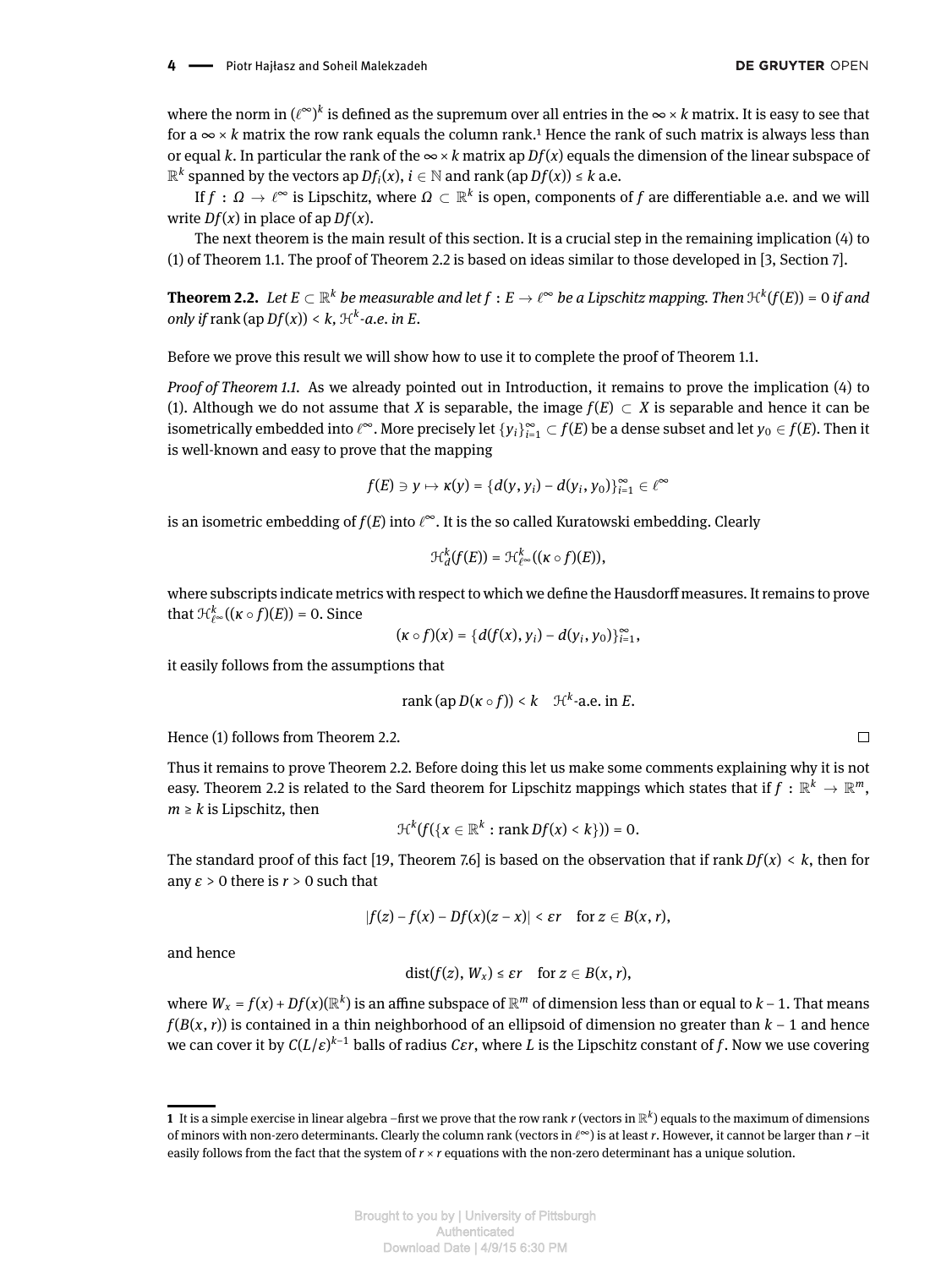where the norm in $(\ell^\infty)^k$ is defined as the supremum over all entries in the $\infty \times k$ matrix. It is easy to see that for a $\infty \times k$ matrix the row rank equals the column rank.[1] Hence the rank of such matrix is always less than or equal $k$. In particular the rank of the $\infty \times k$ matrix $\operatorname{ap} Df(x)$ equals the dimension of the linear subspace of $\mathbb{R}^k$ spanned by the vectors $\operatorname{ap} Df_i(x)$, $i \in \mathbb{N}$ and $\operatorname{rank}(\operatorname{ap} Df(x)) \leq k$ a.e.

If $f : \Omega \to \ell^\infty$ is Lipschitz, where $\Omega \subset \mathbb{R}^k$ is open, components of $f$ are differentiable a.e. and we will write $Df(x)$ in place of $\operatorname{ap} Df(x)$.

The next theorem is the main result of this section. It is a crucial step in the remaining implication (4) to (1) of Theorem 1.1. The proof of Theorem 2.2 is based on ideas similar to those developed in [3, Section 7].

**Theorem 2.2.** *Let $E \subset \mathbb{R}^k$ be measurable and let $f : E \to \ell^\infty$ be a Lipschitz mapping. Then $\mathcal{H}^k(f(E)) = 0$ if and only if $\operatorname{rank}(\operatorname{ap} Df(x)) < k$, $\mathcal{H}^k$-a.e. in $E$.*

Before we prove this result we will show how to use it to complete the proof of Theorem 1.1.

*Proof of Theorem 1.1.* As we already pointed out in Introduction, it remains to prove the implication (4) to (1). Although we do not assume that $X$ is separable, the image $f(E) \subset X$ is separable and hence it can be isometrically embedded into $\ell^\infty$. More precisely let $\{y_i\}_{i=1}^\infty \subset f(E)$ be a dense subset and let $y_0 \in f(E)$. Then it is well-known and easy to prove that the mapping

$$f(E) \ni y \mapsto \kappa(y) = \{d(y, y_i) - d(y_i, y_0)\}_{i=1}^\infty \in \ell^\infty$$

is an isometric embedding of $f(E)$ into $\ell^\infty$. It is the so called Kuratowski embedding. Clearly

$$\mathcal{H}^k_d(f(E)) = \mathcal{H}^k_{\ell^\infty}((\kappa \circ f)(E)),$$

where subscripts indicate metrics with respect to which we define the Hausdorff measures. It remains to prove that $\mathcal{H}^k_{\ell^\infty}((\kappa \circ f)(E)) = 0$. Since

$$(\kappa \circ f)(x) = \{d(f(x), y_i) - d(y_i, y_0)\}_{i=1}^\infty,$$

it easily follows from the assumptions that

$$\operatorname{rank}(\operatorname{ap} D(\kappa \circ f)) < k \quad \mathcal{H}^k\text{-a.e. in } E.$$

Hence (1) follows from Theorem 2.2. □

Thus it remains to prove Theorem 2.2. Before doing this let us make some comments explaining why it is not easy. Theorem 2.2 is related to the Sard theorem for Lipschitz mappings which states that if $f : \mathbb{R}^k \to \mathbb{R}^m$, $m \geq k$ is Lipschitz, then

$$\mathcal{H}^k(f(\{x \in \mathbb{R}^k : \operatorname{rank} Df(x) < k\})) = 0.$$

The standard proof of this fact [19, Theorem 7.6] is based on the observation that if $\operatorname{rank} Df(x) < k$, then for any $\varepsilon > 0$ there is $r > 0$ such that

$$|f(z) - f(x) - Df(x)(z - x)| < \varepsilon r \quad \text{for } z \in B(x, r),$$

and hence

$$\operatorname{dist}(f(z), W_x) \leq \varepsilon r \quad \text{for } z \in B(x, r),$$

where $W_x = f(x) + Df(x)(\mathbb{R}^k)$ is an affine subspace of $\mathbb{R}^m$ of dimension less than or equal to $k - 1$. That means $f(B(x, r))$ is contained in a thin neighborhood of an ellipsoid of dimension no greater than $k - 1$ and hence we can cover it by $C(L/\varepsilon)^{k-1}$ balls of radius $C\varepsilon r$, where $L$ is the Lipschitz constant of $f$. Now we use covering

[1] It is a simple exercise in linear algebra –first we prove that the row rank $r$ (vectors in $\mathbb{R}^k$) equals to the maximum of dimensions of minors with non-zero determinants. Clearly the column rank (vectors in $\ell^\infty$) is at least $r$. However, it cannot be larger than $r$ –it easily follows from the fact that the system of $r \times r$ equations with the non-zero determinant has a unique solution.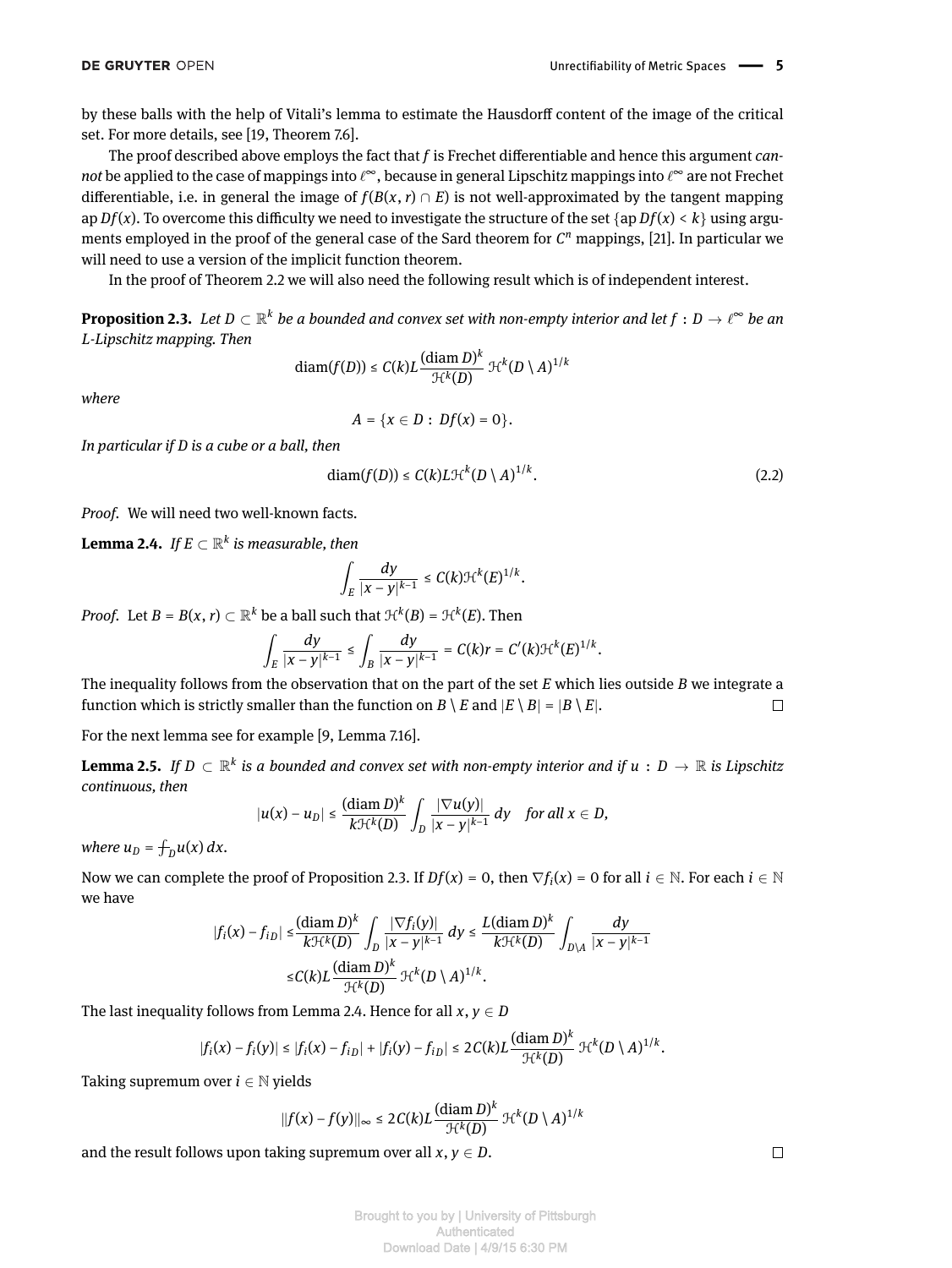by these balls with the help of Vitali's lemma to estimate the Hausdorff content of the image of the critical set. For more details, see [19, Theorem 7.6].

The proof described above employs the fact that $f$ is Frechet differentiable and hence this argument *cannot* be applied to the case of mappings into $\ell^\infty$, because in general Lipschitz mappings into $\ell^\infty$ are not Frechet differentiable, i.e. in general the image of $f(B(x,r) \cap E)$ is not well-approximated by the tangent mapping ap $Df(x)$. To overcome this difficulty we need to investigate the structure of the set $\{\text{ap } Df(x) < k\}$ using arguments employed in the proof of the general case of the Sard theorem for $C^n$ mappings, [21]. In particular we will need to use a version of the implicit function theorem.

In the proof of Theorem 2.2 we will also need the following result which is of independent interest.

**Proposition 2.3.** *Let $D \subset \mathbb{R}^k$ be a bounded and convex set with non-empty interior and let $f : D \to \ell^\infty$ be an $L$-Lipschitz mapping. Then*

$$\operatorname{diam}(f(D)) \leq C(k)L\frac{(\operatorname{diam} D)^k}{\mathcal{H}^k(D)}\,\mathcal{H}^k(D \setminus A)^{1/k}$$

*where*

$$A = \{x \in D : Df(x) = 0\}.$$

*In particular if $D$ is a cube or a ball, then*

$$\operatorname{diam}(f(D)) \leq C(k)L\mathcal{H}^k(D \setminus A)^{1/k}. \tag{2.2}$$

*Proof.* We will need two well-known facts.

**Lemma 2.4.** *If $E \subset \mathbb{R}^k$ is measurable, then*

$$\int_E \frac{dy}{|x-y|^{k-1}} \leq C(k)\mathcal{H}^k(E)^{1/k}.$$

*Proof.* Let $B = B(x,r) \subset \mathbb{R}^k$ be a ball such that $\mathcal{H}^k(B) = \mathcal{H}^k(E)$. Then

$$\int_E \frac{dy}{|x-y|^{k-1}} \leq \int_B \frac{dy}{|x-y|^{k-1}} = C(k)r = C'(k)\mathcal{H}^k(E)^{1/k}.$$

The inequality follows from the observation that on the part of the set $E$ which lies outside $B$ we integrate a function which is strictly smaller than the function on $B \setminus E$ and $|E \setminus B| = |B \setminus E|$. □

For the next lemma see for example [9, Lemma 7.16].

**Lemma 2.5.** *If $D \subset \mathbb{R}^k$ is a bounded and convex set with non-empty interior and if $u : D \to \mathbb{R}$ is Lipschitz continuous, then*

$$|u(x) - u_D| \leq \frac{(\operatorname{diam} D)^k}{k\mathcal{H}^k(D)}\int_D \frac{|\nabla u(y)|}{|x-y|^{k-1}}\,dy \quad \text{for all } x \in D,$$

*where $u_D = \fint_D u(x)\,dx$.*

Now we can complete the proof of Proposition 2.3. If $Df(x) = 0$, then $\nabla f_i(x) = 0$ for all $i \in \mathbb{N}$. For each $i \in \mathbb{N}$ we have

$$\begin{aligned}|f_i(x) - f_{iD}| &\leq \frac{(\operatorname{diam} D)^k}{k\mathcal{H}^k(D)}\int_D \frac{|\nabla f_i(y)|}{|x-y|^{k-1}}\,dy \leq \frac{L(\operatorname{diam} D)^k}{k\mathcal{H}^k(D)}\int_{D\setminus A}\frac{dy}{|x-y|^{k-1}} \\ &\leq C(k)L\frac{(\operatorname{diam} D)^k}{\mathcal{H}^k(D)}\,\mathcal{H}^k(D\setminus A)^{1/k}.\end{aligned}$$

The last inequality follows from Lemma 2.4. Hence for all $x, y \in D$

$$|f_i(x) - f_i(y)| \leq |f_i(x) - f_{iD}| + |f_i(y) - f_{iD}| \leq 2C(k)L\frac{(\operatorname{diam} D)^k}{\mathcal{H}^k(D)}\,\mathcal{H}^k(D\setminus A)^{1/k}.$$

Taking supremum over $i \in \mathbb{N}$ yields

$$\|f(x) - f(y)\|_\infty \leq 2C(k)L\frac{(\operatorname{diam} D)^k}{\mathcal{H}^k(D)}\,\mathcal{H}^k(D\setminus A)^{1/k}$$

and the result follows upon taking supremum over all $x, y \in D$. □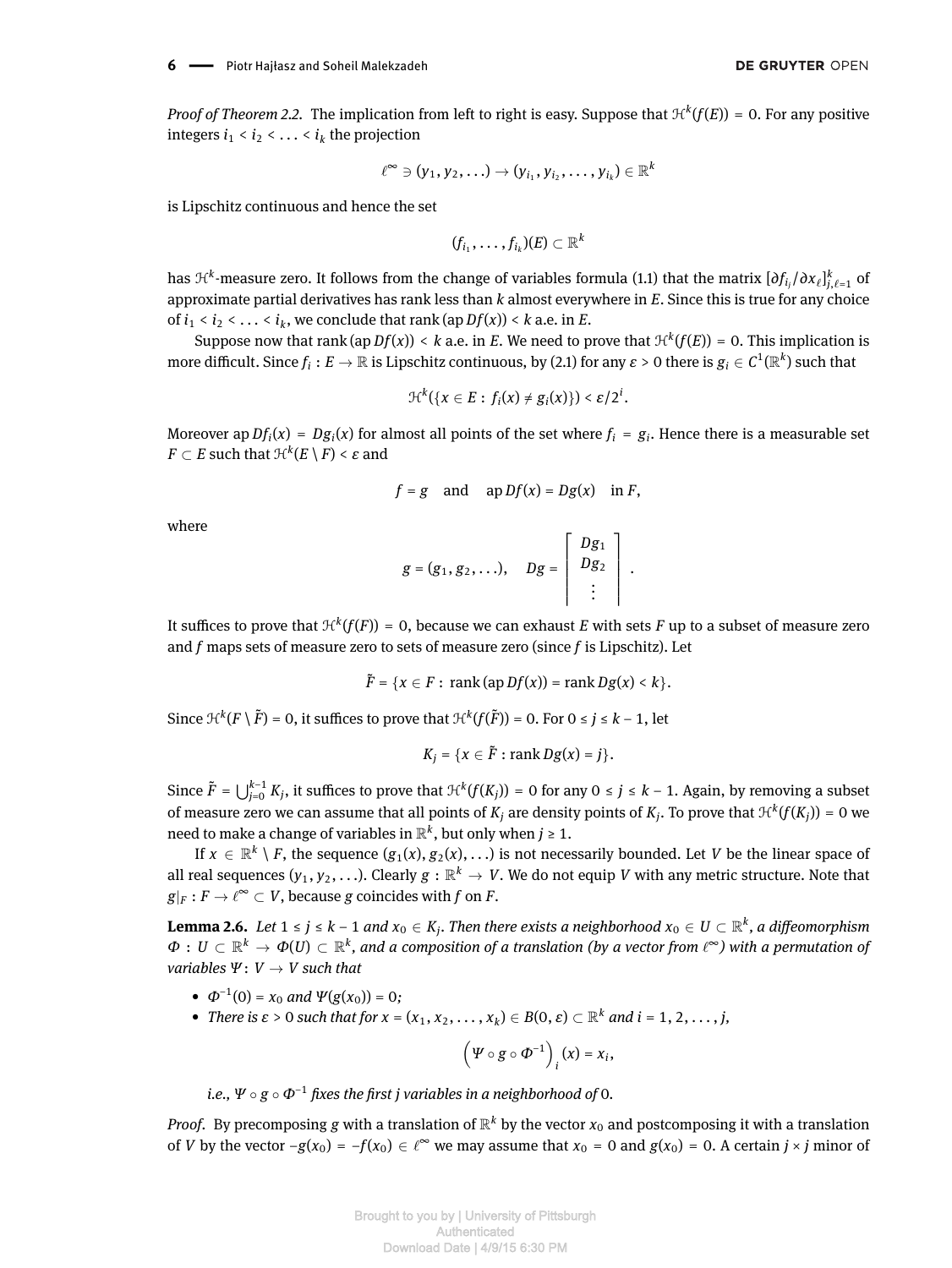*Proof of Theorem 2.2.* The implication from left to right is easy. Suppose that $\mathcal{H}^k(f(E)) = 0$. For any positive integers $i_1 < i_2 < \ldots < i_k$ the projection

$$\ell^\infty \ni (y_1, y_2, \ldots) \to (y_{i_1}, y_{i_2}, \ldots, y_{i_k}) \in \mathbb{R}^k$$

is Lipschitz continuous and hence the set

$$(f_{i_1}, \ldots, f_{i_k})(E) \subset \mathbb{R}^k$$

has $\mathcal{H}^k$-measure zero. It follows from the change of variables formula (1.1) that the matrix $[\partial f_{i_j}/\partial x_\ell]_{j,\ell=1}^k$ of approximate partial derivatives has rank less than $k$ almost everywhere in $E$. Since this is true for any choice of $i_1 < i_2 < \ldots < i_k$, we conclude that $\operatorname{rank}(\operatorname{ap} Df(x)) < k$ a.e. in $E$.

Suppose now that $\operatorname{rank}(\operatorname{ap} Df(x)) < k$ a.e. in $E$. We need to prove that $\mathcal{H}^k(f(E)) = 0$. This implication is more difficult. Since $f_i : E \to \mathbb{R}$ is Lipschitz continuous, by (2.1) for any $\varepsilon > 0$ there is $g_i \in C^1(\mathbb{R}^k)$ such that

$$\mathcal{H}^k(\{x \in E : f_i(x) \neq g_i(x)\}) < \varepsilon/2^i.$$

Moreover $\operatorname{ap} Df_i(x) = Dg_i(x)$ for almost all points of the set where $f_i = g_i$. Hence there is a measurable set $F \subset E$ such that $\mathcal{H}^k(E \setminus F) < \varepsilon$ and

$$f = g \quad \text{and} \quad \operatorname{ap} Df(x) = Dg(x) \quad \text{in } F,$$

where

$$g = (g_1, g_2, \ldots), \quad Dg = \begin{bmatrix} Dg_1 \\ Dg_2 \\ \vdots \end{bmatrix}.$$

It suffices to prove that $\mathcal{H}^k(f(F)) = 0$, because we can exhaust $E$ with sets $F$ up to a subset of measure zero and $f$ maps sets of measure zero to sets of measure zero (since $f$ is Lipschitz). Let

$$\tilde{F} = \{x \in F : \operatorname{rank}(\operatorname{ap} Df(x)) = \operatorname{rank} Dg(x) < k\}.$$

Since $\mathcal{H}^k(F \setminus \tilde{F}) = 0$, it suffices to prove that $\mathcal{H}^k(f(\tilde{F})) = 0$. For $0 \leq j \leq k-1$, let

$$K_j = \{x \in \tilde{F} : \operatorname{rank} Dg(x) = j\}.$$

Since $\tilde{F} = \bigcup_{j=0}^{k-1} K_j$, it suffices to prove that $\mathcal{H}^k(f(K_j)) = 0$ for any $0 \leq j \leq k-1$. Again, by removing a subset of measure zero we can assume that all points of $K_j$ are density points of $K_j$. To prove that $\mathcal{H}^k(f(K_j)) = 0$ we need to make a change of variables in $\mathbb{R}^k$, but only when $j \geq 1$.

If $x \in \mathbb{R}^k \setminus F$, the sequence $(g_1(x), g_2(x), \ldots)$ is not necessarily bounded. Let $V$ be the linear space of all real sequences $(y_1, y_2, \ldots)$. Clearly $g : \mathbb{R}^k \to V$. We do not equip $V$ with any metric structure. Note that $g|_F : F \to \ell^\infty \subset V$, because $g$ coincides with $f$ on $F$.

**Lemma 2.6.** *Let $1 \leq j \leq k-1$ and $x_0 \in K_j$. Then there exists a neighborhood $x_0 \in U \subset \mathbb{R}^k$, a diffeomorphism $\Phi : U \subset \mathbb{R}^k \to \Phi(U) \subset \mathbb{R}^k$, and a composition of a translation (by a vector from $\ell^\infty$) with a permutation of variables $\Psi : V \to V$ such that*

- *$\Phi^{-1}(0) = x_0$ and $\Psi(g(x_0)) = 0$;*
- *There is $\varepsilon > 0$ such that for $x = (x_1, x_2, \ldots, x_k) \in B(0, \varepsilon) \subset \mathbb{R}^k$ and $i = 1, 2, \ldots, j$,*

$$\left(\Psi \circ g \circ \Phi^{-1}\right)_i (x) = x_i,$$

*i.e., $\Psi \circ g \circ \Phi^{-1}$ fixes the first $j$ variables in a neighborhood of $0$.*

*Proof.* By precomposing $g$ with a translation of $\mathbb{R}^k$ by the vector $x_0$ and postcomposing it with a translation of $V$ by the vector $-g(x_0) = -f(x_0) \in \ell^\infty$ we may assume that $x_0 = 0$ and $g(x_0) = 0$. A certain $j \times j$ minor of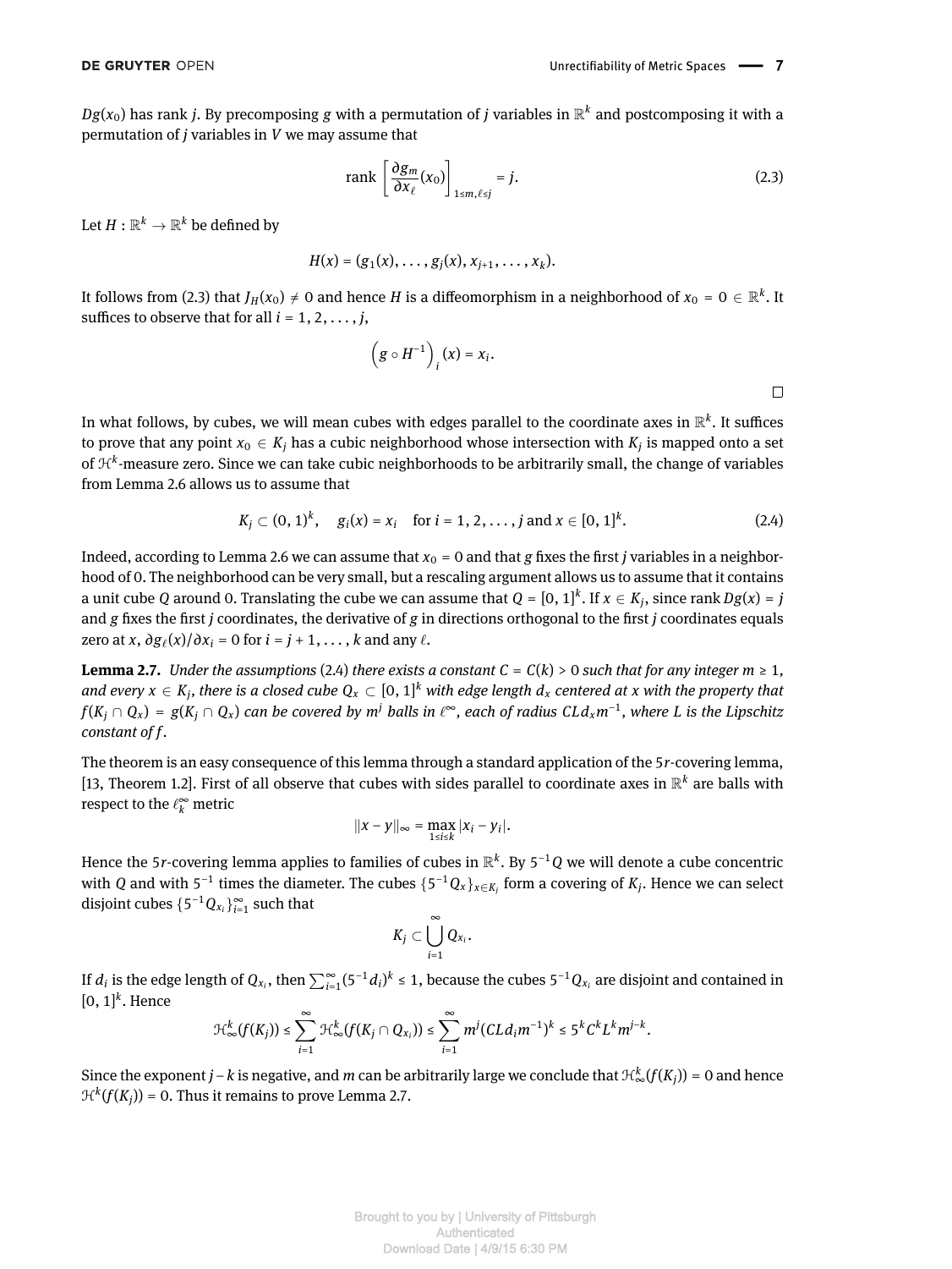$Dg(x_0)$ has rank $j$. By precomposing $g$ with a permutation of $j$ variables in $\mathbb{R}^k$ and postcomposing it with a permutation of $j$ variables in $V$ we may assume that

$$\operatorname{rank}\left[\frac{\partial g_m}{\partial x_\ell}(x_0)\right]_{1\le m,\ell\le j} = j. \tag{2.3}$$

Let $H : \mathbb{R}^k \to \mathbb{R}^k$ be defined by

$$H(x) = (g_1(x), \dots, g_j(x), x_{j+1}, \dots, x_k).$$

It follows from (2.3) that $J_H(x_0) \neq 0$ and hence $H$ is a diffeomorphism in a neighborhood of $x_0 = 0 \in \mathbb{R}^k$. It suffices to observe that for all $i = 1, 2, \dots, j$,

$$\left(g \circ H^{-1}\right)_i (x) = x_i.$$

□

In what follows, by cubes, we will mean cubes with edges parallel to the coordinate axes in $\mathbb{R}^k$. It suffices to prove that any point $x_0 \in K_j$ has a cubic neighborhood whose intersection with $K_j$ is mapped onto a set of $\mathcal{H}^k$-measure zero. Since we can take cubic neighborhoods to be arbitrarily small, the change of variables from Lemma 2.6 allows us to assume that

$$K_j \subset (0, 1)^k, \quad g_i(x) = x_i \quad \text{for } i = 1, 2, \dots, j \text{ and } x \in [0, 1]^k. \tag{2.4}$$

Indeed, according to Lemma 2.6 we can assume that $x_0 = 0$ and that $g$ fixes the first $j$ variables in a neighborhood of 0. The neighborhood can be very small, but a rescaling argument allows us to assume that it contains a unit cube $Q$ around 0. Translating the cube we can assume that $Q = [0, 1]^k$. If $x \in K_j$, since rank $Dg(x) = j$ and $g$ fixes the first $j$ coordinates, the derivative of $g$ in directions orthogonal to the first $j$ coordinates equals zero at $x$, $\partial g_\ell(x)/\partial x_i = 0$ for $i = j + 1, \dots, k$ and any $\ell$.

**Lemma 2.7.** *Under the assumptions* (2.4) *there exists a constant $C = C(k) > 0$ such that for any integer $m \geq 1$, and every $x \in K_j$, there is a closed cube $Q_x \subset [0, 1]^k$ with edge length $d_x$ centered at $x$ with the property that $f(K_j \cap Q_x) = g(K_j \cap Q_x)$ can be covered by $m^j$ balls in $\ell^\infty$, each of radius $CLd_x m^{-1}$, where $L$ is the Lipschitz constant of $f$.*

The theorem is an easy consequence of this lemma through a standard application of the $5r$-covering lemma, [13, Theorem 1.2]. First of all observe that cubes with sides parallel to coordinate axes in $\mathbb{R}^k$ are balls with respect to the $\ell^\infty_k$ metric

$$\|x - y\|_\infty = \max_{1\le i\le k} |x_i - y_i|.$$

Hence the $5r$-covering lemma applies to families of cubes in $\mathbb{R}^k$. By $5^{-1}Q$ we will denote a cube concentric with $Q$ and with $5^{-1}$ times the diameter. The cubes $\{5^{-1}Q_x\}_{x\in K_j}$ form a covering of $K_j$. Hence we can select disjoint cubes $\{5^{-1}Q_{x_i}\}_{i=1}^\infty$ such that

$$K_j \subset \bigcup_{i=1}^\infty Q_{x_i}.$$

If $d_i$ is the edge length of $Q_{x_i}$, then $\sum_{i=1}^\infty (5^{-1}d_i)^k \leq 1$, because the cubes $5^{-1}Q_{x_i}$ are disjoint and contained in $[0, 1]^k$. Hence

$$\mathcal{H}^k_\infty(f(K_j)) \leq \sum_{i=1}^\infty \mathcal{H}^k_\infty(f(K_j \cap Q_{x_i})) \leq \sum_{i=1}^\infty m^j (CLd_i m^{-1})^k \leq 5^k C^k L^k m^{j-k}.$$

Since the exponent $j - k$ is negative, and $m$ can be arbitrarily large we conclude that $\mathcal{H}^k_\infty(f(K_j)) = 0$ and hence $\mathcal{H}^k(f(K_j)) = 0$. Thus it remains to prove Lemma 2.7.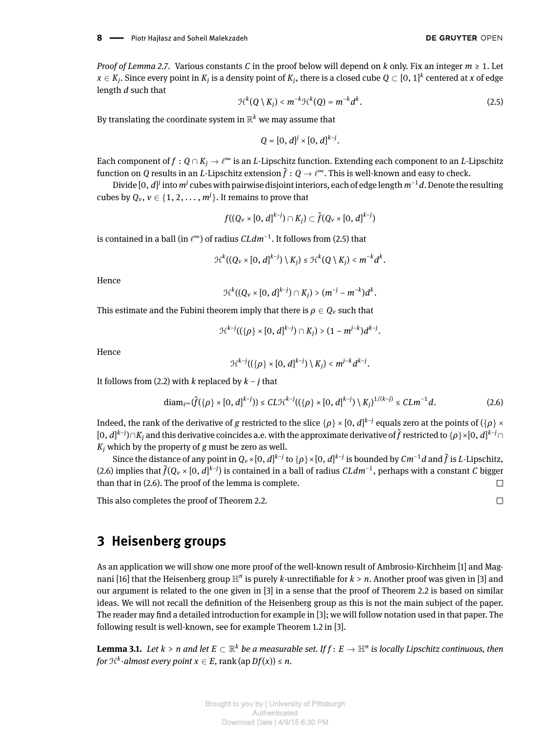*Proof of Lemma 2.7.* Various constants $C$ in the proof below will depend on $k$ only. Fix an integer $m \geq 1$. Let $x \in K_j$. Since every point in $K_j$ is a density point of $K_j$, there is a closed cube $Q \subset [0, 1]^k$ centered at $x$ of edge length $d$ such that

$$\mathcal{H}^k(Q \setminus K_j) < m^{-k}\mathcal{H}^k(Q) = m^{-k}d^k. \tag{2.5}$$

By translating the coordinate system in $\mathbb{R}^k$ we may assume that

$$Q = [0, d]^j \times [0, d]^{k-j}.$$

Each component of $f : Q \cap K_j \to \ell^\infty$ is an $L$-Lipschitz function. Extending each component to an $L$-Lipschitz function on $Q$ results in an $L$-Lipschitz extension $\tilde{f} : Q \to \ell^\infty$. This is well-known and easy to check.

Divide $[0, d]^j$ into $m^j$ cubes with pairwise disjoint interiors, each of edge length $m^{-1}d$. Denote the resulting cubes by $Q_\nu$, $\nu \in \{1, 2, \ldots, m^j\}$. It remains to prove that

$$f((Q_\nu \times [0, d]^{k-j}) \cap K_j) \subset \tilde{f}(Q_\nu \times [0, d]^{k-j})$$

is contained in a ball (in $\ell^\infty$) of radius $CLdm^{-1}$. It follows from (2.5) that

$$\mathcal{H}^k((Q_\nu \times [0, d]^{k-j}) \setminus K_j) \leq \mathcal{H}^k(Q \setminus K_j) < m^{-k}d^k.$$

Hence

$$\mathcal{H}^k((Q_\nu \times [0, d]^{k-j}) \cap K_j) > (m^{-j} - m^{-k})d^k.$$

This estimate and the Fubini theorem imply that there is $\rho \in Q_\nu$ such that

$$\mathcal{H}^{k-j}((\{\rho\} \times [0, d]^{k-j}) \cap K_j) > (1 - m^{j-k})d^{k-j}.$$

Hence

$$\mathcal{H}^{k-j}((\{\rho\} \times [0, d]^{k-j}) \setminus K_j) < m^{j-k}d^{k-j}.$$

It follows from (2.2) with $k$ replaced by $k - j$ that

$$\operatorname{diam}_{\ell^\infty}(\tilde{f}(\{\rho\} \times [0, d]^{k-j})) \leq CL\mathcal{H}^{k-j}((\{\rho\} \times [0, d]^{k-j}) \setminus K_j)^{1/(k-j)} \leq CLm^{-1}d. \tag{2.6}$$

Indeed, the rank of the derivative of $g$ restricted to the slice $\{\rho\} \times [0, d]^{k-j}$ equals zero at the points of $(\{\rho\} \times [0, d]^{k-j}) \cap K_j$ and this derivative coincides a.e. with the approximate derivative of $\tilde{f}$ restricted to $\{\rho\} \times [0, d]^{k-j} \cap K_j$ which by the property of $g$ must be zero as well.

Since the distance of any point in $Q_\nu \times [0, d]^{k-j}$ to $\{\rho\} \times [0, d]^{k-j}$ is bounded by $Cm^{-1}d$ and $\tilde{f}$ is $L$-Lipschitz, (2.6) implies that $\tilde{f}(Q_\nu \times [0, d]^{k-j})$ is contained in a ball of radius $CLdm^{-1}$, perhaps with a constant $C$ bigger than that in (2.6). The proof of the lemma is complete. □

This also completes the proof of Theorem 2.2. □

## 3 Heisenberg groups

As an application we will show one more proof of the well-known result of Ambrosio-Kirchheim [1] and Magnani [16] that the Heisenberg group $\mathbb{H}^n$ is purely $k$-unrectifiable for $k > n$. Another proof was given in [3] and our argument is related to the one given in [3] in a sense that the proof of Theorem 2.2 is based on similar ideas. We will not recall the definition of the Heisenberg group as this is not the main subject of the paper. The reader may find a detailed introduction for example in [3]; we will follow notation used in that paper. The following result is well-known, see for example Theorem 1.2 in [3].

**Lemma 3.1.** *Let $k > n$ and let $E \subset \mathbb{R}^k$ be a measurable set. If $f : E \to \mathbb{H}^n$ is locally Lipschitz continuous, then for $\mathcal{H}^k$-almost every point $x \in E$, $\operatorname{rank}(\operatorname{ap} Df(x)) \leq n$.*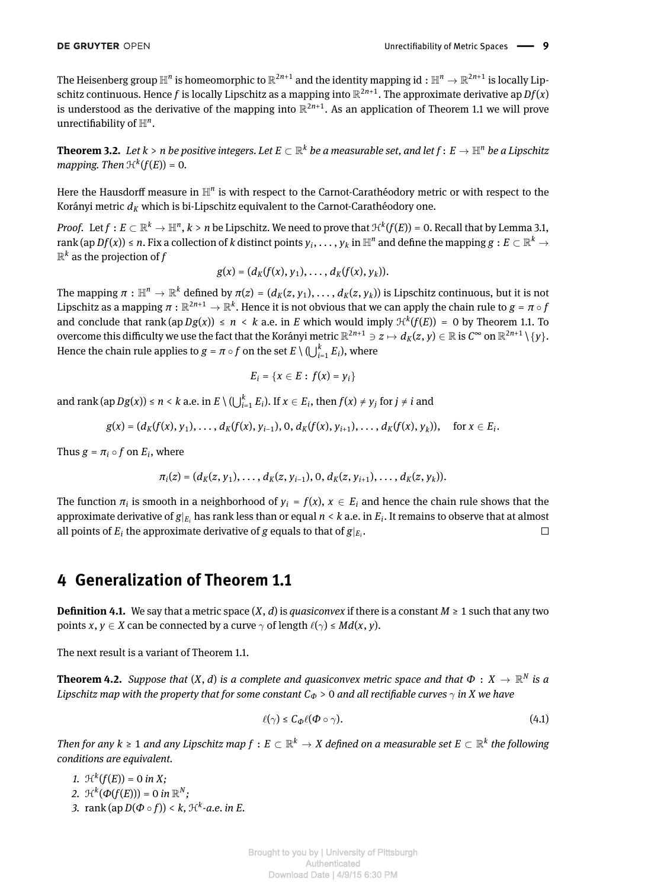The Heisenberg group $\mathbb{H}^n$ is homeomorphic to $\mathbb{R}^{2n+1}$ and the identity mapping $\mathrm{id} : \mathbb{H}^n \to \mathbb{R}^{2n+1}$ is locally Lipschitz continuous. Hence $f$ is locally Lipschitz as a mapping into $\mathbb{R}^{2n+1}$. The approximate derivative $\mathrm{ap}\, Df(x)$ is understood as the derivative of the mapping into $\mathbb{R}^{2n+1}$. As an application of Theorem 1.1 we will prove unrectifiability of $\mathbb{H}^n$.

**Theorem 3.2.** *Let $k > n$ be positive integers. Let $E \subset \mathbb{R}^k$ be a measurable set, and let $f : E \to \mathbb{H}^n$ be a Lipschitz mapping. Then $\mathcal{H}^k(f(E)) = 0$.*

Here the Hausdorff measure in $\mathbb{H}^n$ is with respect to the Carnot-Carathéodory metric or with respect to the Korányi metric $d_K$ which is bi-Lipschitz equivalent to the Carnot-Carathéodory one.

*Proof.* Let $f : E \subset \mathbb{R}^k \to \mathbb{H}^n$, $k > n$ be Lipschitz. We need to prove that $\mathcal{H}^k(f(E)) = 0$. Recall that by Lemma 3.1, $\mathrm{rank}\,(\mathrm{ap}\, Df(x)) \leq n$. Fix a collection of $k$ distinct points $y_i, \ldots, y_k$ in $\mathbb{H}^n$ and define the mapping $g : E \subset \mathbb{R}^k \to \mathbb{R}^k$ as the projection of $f$

$$g(x) = (d_K(f(x), y_1), \ldots, d_K(f(x), y_k)).$$

The mapping $\pi : \mathbb{H}^n \to \mathbb{R}^k$ defined by $\pi(z) = (d_K(z, y_1), \ldots, d_K(z, y_k))$ is Lipschitz continuous, but it is not Lipschitz as a mapping $\pi : \mathbb{R}^{2n+1} \to \mathbb{R}^k$. Hence it is not obvious that we can apply the chain rule to $g = \pi \circ f$ and conclude that $\mathrm{rank}\,(\mathrm{ap}\, Dg(x)) \leq n < k$ a.e. in $E$ which would imply $\mathcal{H}^k(f(E)) = 0$ by Theorem 1.1. To overcome this difficulty we use the fact that the Korányi metric $\mathbb{R}^{2n+1} \ni z \mapsto d_K(z, y) \in \mathbb{R}$ is $C^\infty$ on $\mathbb{R}^{2n+1} \setminus \{y\}$. Hence the chain rule applies to $g = \pi \circ f$ on the set $E \setminus (\bigcup_{i=1}^k E_i)$, where

$$E_i = \{x \in E : f(x) = y_i\}$$

and $\mathrm{rank}\,(\mathrm{ap}\, Dg(x)) \leq n < k$ a.e. in $E \setminus (\bigcup_{i=1}^k E_i)$. If $x \in E_i$, then $f(x) \neq y_j$ for $j \neq i$ and

$$g(x) = (d_K(f(x), y_1), \ldots, d_K(f(x), y_{i-1}), 0, d_K(f(x), y_{i+1}), \ldots, d_K(f(x), y_k)), \quad \text{for } x \in E_i.$$

Thus $g = \pi_i \circ f$ on $E_i$, where

$$\pi_i(z) = (d_K(z, y_1), \ldots, d_K(z, y_{i-1}), 0, d_K(z, y_{i+1}), \ldots, d_K(z, y_k)).$$

The function $\pi_i$ is smooth in a neighborhood of $y_i = f(x)$, $x \in E_i$ and hence the chain rule shows that the approximate derivative of $g|_{E_i}$ has rank less than or equal $n < k$ a.e. in $E_i$. It remains to observe that at almost all points of $E_i$ the approximate derivative of $g$ equals to that of $g|_{E_i}$. □

# 4 Generalization of Theorem 1.1

**Definition 4.1.** We say that a metric space $(X, d)$ is *quasiconvex* if there is a constant $M \geq 1$ such that any two points $x, y \in X$ can be connected by a curve $\gamma$ of length $\ell(\gamma) \leq Md(x, y)$.

The next result is a variant of Theorem 1.1.

**Theorem 4.2.** *Suppose that $(X, d)$ is a complete and quasiconvex metric space and that $\Phi : X \to \mathbb{R}^N$ is a Lipschitz map with the property that for some constant $C_\Phi > 0$ and all rectifiable curves $\gamma$ in $X$ we have*

$$\ell(\gamma) \leq C_\Phi \ell(\Phi \circ \gamma). \tag{4.1}$$

*Then for any $k \geq 1$ and any Lipschitz map $f : E \subset \mathbb{R}^k \to X$ defined on a measurable set $E \subset \mathbb{R}^k$ the following conditions are equivalent.*

1. *$\mathcal{H}^k(f(E)) = 0$ in $X$;*
2. *$\mathcal{H}^k(\Phi(f(E))) = 0$ in $\mathbb{R}^N$;*
3. *$\mathrm{rank}\,(\mathrm{ap}\, D(\Phi \circ f)) < k$, $\mathcal{H}^k$-a.e. in $E$.*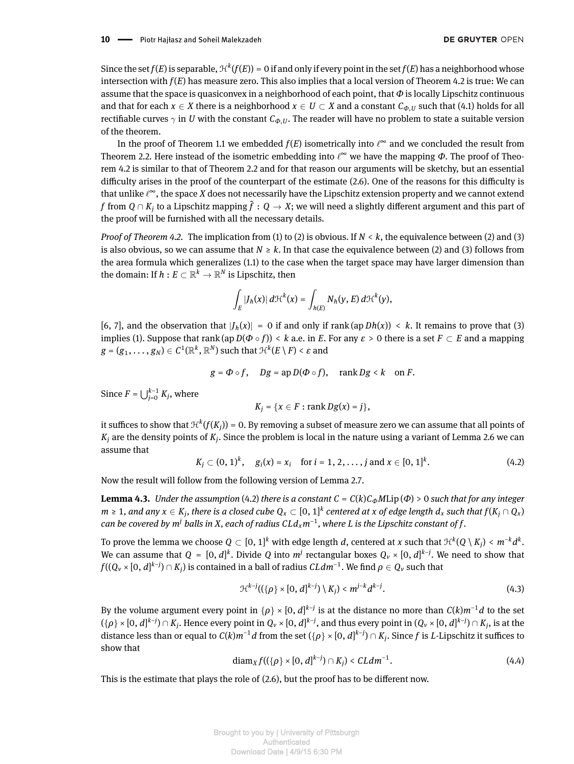Since the set $f(E)$ is separable, $\mathcal{H}^k(f(E)) = 0$ if and only if every point in the set $f(E)$ has a neighborhood whose intersection with $f(E)$ has measure zero. This also implies that a local version of Theorem 4.2 is true: We can assume that the space is quasiconvex in a neighborhood of each point, that $\Phi$ is locally Lipschitz continuous and that for each $x \in X$ there is a neighborhood $x \in U \subset X$ and a constant $C_{\Phi,U}$ such that (4.1) holds for all rectifiable curves $\gamma$ in $U$ with the constant $C_{\Phi,U}$. The reader will have no problem to state a suitable version of the theorem.

In the proof of Theorem 1.1 we embedded $f(E)$ isometrically into $\ell^\infty$ and we concluded the result from Theorem 2.2. Here instead of the isometric embedding into $\ell^\infty$ we have the mapping $\Phi$. The proof of Theorem 4.2 is similar to that of Theorem 2.2 and for that reason our arguments will be sketchy, but an essential difficulty arises in the proof of the counterpart of the estimate (2.6). One of the reasons for this difficulty is that unlike $\ell^\infty$, the space $X$ does not necessarily have the Lipschitz extension property and we cannot extend $f$ from $Q \cap K_j$ to a Lipschitz mapping $\tilde{f} : Q \to X$; we will need a slightly different argument and this part of the proof will be furnished with all the necessary details.

*Proof of Theorem 4.2.* The implication from (1) to (2) is obvious. If $N < k$, the equivalence between (2) and (3) is also obvious, so we can assume that $N \geq k$. In that case the equivalence between (2) and (3) follows from the area formula which generalizes (1.1) to the case when the target space may have larger dimension than the domain: If $h : E \subset \mathbb{R}^k \to \mathbb{R}^N$ is Lipschitz, then

$$\int_E |J_h(x)|\, d\mathcal{H}^k(x) = \int_{h(E)} N_h(y, E)\, d\mathcal{H}^k(y),$$

[6, 7], and the observation that $|J_h(x)| = 0$ if and only if $\operatorname{rank}(\operatorname{ap} Dh(x)) < k$. It remains to prove that (3) implies (1). Suppose that $\operatorname{rank}(\operatorname{ap} D(\Phi \circ f)) < k$ a.e. in $E$. For any $\varepsilon > 0$ there is a set $F \subset E$ and a mapping $g = (g_1, \ldots, g_N) \in C^1(\mathbb{R}^k, \mathbb{R}^N)$ such that $\mathcal{H}^k(E \setminus F) < \varepsilon$ and

$$g = \Phi \circ f, \quad Dg = \operatorname{ap} D(\Phi \circ f), \quad \operatorname{rank} Dg < k \quad \text{on } F.$$

Since $F = \bigcup_{j=0}^{k-1} K_j$, where

$$K_j = \{x \in F : \operatorname{rank} Dg(x) = j\},$$

it suffices to show that $\mathcal{H}^k(f(K_j)) = 0$. By removing a subset of measure zero we can assume that all points of $K_j$ are the density points of $K_j$. Since the problem is local in the nature using a variant of Lemma 2.6 we can assume that

$$K_j \subset (0,1)^k, \quad g_i(x) = x_i \quad \text{for } i = 1, 2, \ldots, j \text{ and } x \in [0,1]^k. \tag{4.2}$$

Now the result will follow from the following version of Lemma 2.7.

**Lemma 4.3.** *Under the assumption* (4.2) *there is a constant $C = C(k)C_\Phi M\mathrm{Lip}(\Phi) > 0$ such that for any integer $m \geq 1$, and any $x \in K_j$, there is a closed cube $Q_x \subset [0,1]^k$ centered at $x$ of edge length $d_x$ such that $f(K_j \cap Q_x)$ can be covered by $m^j$ balls in $X$, each of radius $CLd_x m^{-1}$, where $L$ is the Lipschitz constant of $f$.*

To prove the lemma we choose $Q \subset [0,1]^k$ with edge length $d$, centered at $x$ such that $\mathcal{H}^k(Q \setminus K_j) < m^{-k}d^k$. We can assume that $Q = [0,d]^k$. Divide $Q$ into $m^j$ rectangular boxes $Q_\nu \times [0,d]^{k-j}$. We need to show that $f((Q_\nu \times [0,d]^{k-j}) \cap K_j)$ is contained in a ball of radius $CLdm^{-1}$. We find $\rho \in Q_\nu$ such that

$$\mathcal{H}^{k-j}((\{\rho\} \times [0,d]^{k-j}) \setminus K_j) < m^{j-k}d^{k-j}. \tag{4.3}$$

By the volume argument every point in $\{\rho\} \times [0,d]^{k-j}$ is at the distance no more than $C(k)m^{-1}d$ to the set $(\{\rho\} \times [0,d]^{k-j}) \cap K_j$. Hence every point in $Q_\nu \times [0,d]^{k-j}$, and thus every point in $(Q_\nu \times [0,d]^{k-j}) \cap K_j$, is at the distance less than or equal to $C(k)m^{-1}d$ from the set $(\{\rho\} \times [0,d]^{k-j}) \cap K_j$. Since $f$ is $L$-Lipschitz it suffices to show that

$$\operatorname{diam}_X f((\{\rho\} \times [0,d]^{k-j}) \cap K_j) < CLdm^{-1}. \tag{4.4}$$

This is the estimate that plays the role of (2.6), but the proof has to be different now.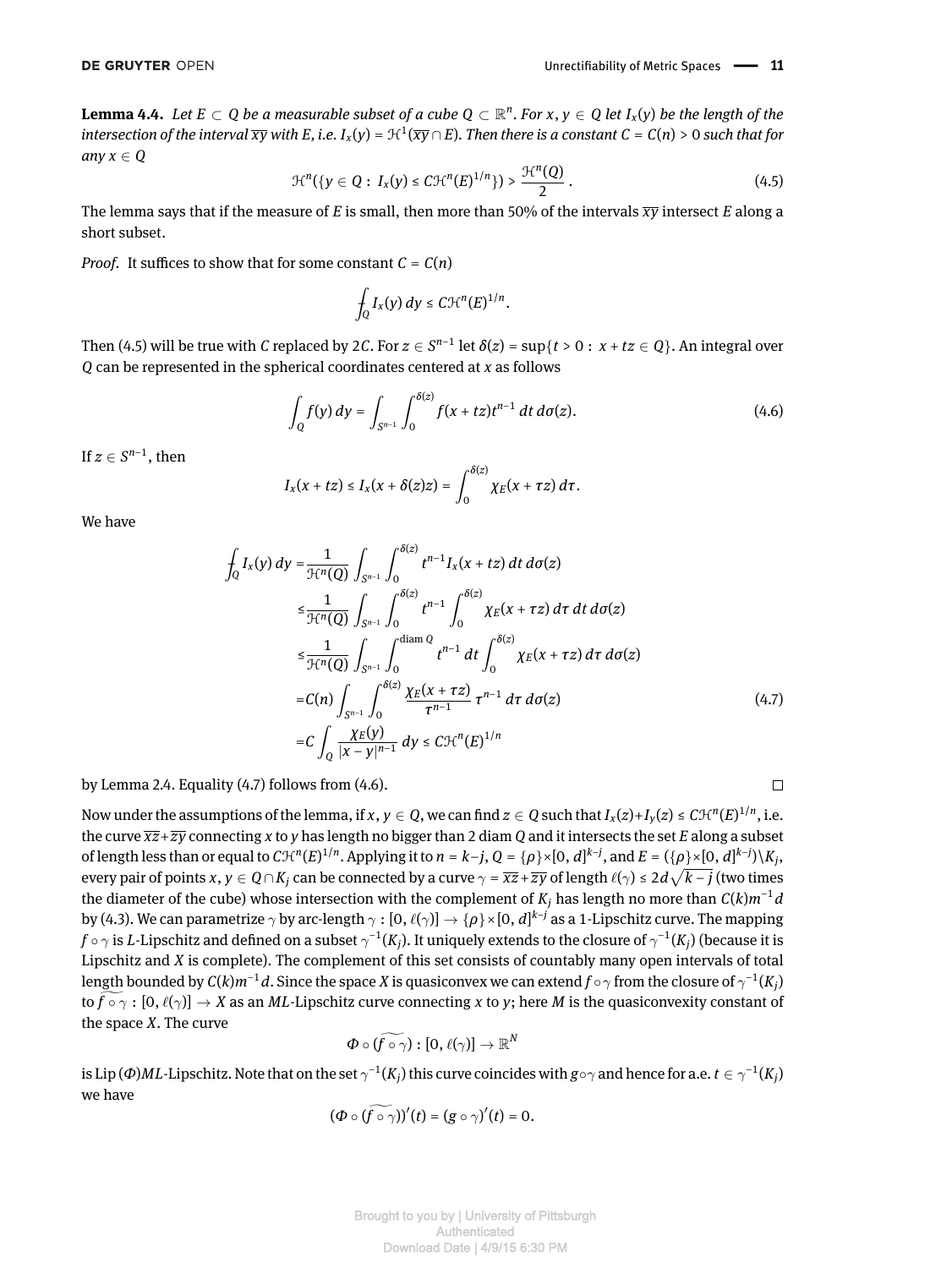**Lemma 4.4.** *Let $E \subset Q$ be a measurable subset of a cube $Q \subset \mathbb{R}^n$. For $x, y \in Q$ let $I_x(y)$ be the length of the intersection of the interval $\overline{xy}$ with $E$, i.e. $I_x(y) = \mathcal{H}^1(\overline{xy} \cap E)$. Then there is a constant $C = C(n) > 0$ such that for any $x \in Q$*

$$\mathcal{H}^n(\{y \in Q : I_x(y) \le C\mathcal{H}^n(E)^{1/n}\}) > \frac{\mathcal{H}^n(Q)}{2}. \tag{4.5}$$

The lemma says that if the measure of $E$ is small, then more than 50% of the intervals $\overline{xy}$ intersect $E$ along a short subset.

*Proof.* It suffices to show that for some constant $C = C(n)$

$$\fint_Q I_x(y)\, dy \le C\mathcal{H}^n(E)^{1/n}.$$

Then (4.5) will be true with $C$ replaced by $2C$. For $z \in S^{n-1}$ let $\delta(z) = \sup\{t > 0 : x + tz \in Q\}$. An integral over $Q$ can be represented in the spherical coordinates centered at $x$ as follows

$$\int_Q f(y)\, dy = \int_{S^{n-1}} \int_0^{\delta(z)} f(x + tz) t^{n-1}\, dt\, d\sigma(z). \tag{4.6}$$

If $z \in S^{n-1}$, then

$$I_x(x + tz) \le I_x(x + \delta(z)z) = \int_0^{\delta(z)} \chi_E(x + \tau z)\, d\tau.$$

We have

$$\begin{aligned}
\fint_Q I_x(y)\, dy &= \frac{1}{\mathcal{H}^n(Q)} \int_{S^{n-1}} \int_0^{\delta(z)} t^{n-1} I_x(x + tz)\, dt\, d\sigma(z) \\
&\le \frac{1}{\mathcal{H}^n(Q)} \int_{S^{n-1}} \int_0^{\delta(z)} t^{n-1} \int_0^{\delta(z)} \chi_E(x + \tau z)\, d\tau\, dt\, d\sigma(z) \\
&\le \frac{1}{\mathcal{H}^n(Q)} \int_{S^{n-1}} \int_0^{\operatorname{diam} Q} t^{n-1}\, dt \int_0^{\delta(z)} \chi_E(x + \tau z)\, d\tau\, d\sigma(z) \\
&= C(n) \int_{S^{n-1}} \int_0^{\delta(z)} \frac{\chi_E(x + \tau z)}{\tau^{n-1}} \tau^{n-1}\, d\tau\, d\sigma(z) \qquad (4.7)\\
&= C \int_Q \frac{\chi_E(y)}{|x - y|^{n-1}}\, dy \le C\mathcal{H}^n(E)^{1/n}
\end{aligned}$$

by Lemma 2.4. Equality (4.7) follows from (4.6). $\square$

Now under the assumptions of the lemma, if $x, y \in Q$, we can find $z \in Q$ such that $I_x(z) + I_y(z) \le C\mathcal{H}^n(E)^{1/n}$, i.e. the curve $\overline{xz} + \overline{zy}$ connecting $x$ to $y$ has length no bigger than $2 \operatorname{diam} Q$ and it intersects the set $E$ along a subset of length less than or equal to $C\mathcal{H}^n(E)^{1/n}$. Applying it to $n = k-j$, $Q = \{\rho\} \times [0, d]^{k-j}$, and $E = (\{\rho\} \times [0, d]^{k-j}) \setminus K_j$, every pair of points $x, y \in Q \cap K_j$ can be connected by a curve $\gamma = \overline{xz} + \overline{zy}$ of length $\ell(\gamma) \le 2d\sqrt{k-j}$ (two times the diameter of the cube) whose intersection with the complement of $K_j$ has length no more than $C(k)m^{-1}d$ by (4.3). We can parametrize $\gamma$ by arc-length $\gamma : [0, \ell(\gamma)] \to \{\rho\} \times [0, d]^{k-j}$ as a 1-Lipschitz curve. The mapping $f \circ \gamma$ is $L$-Lipschitz and defined on a subset $\gamma^{-1}(K_j)$. It uniquely extends to the closure of $\gamma^{-1}(K_j)$ (because it is Lipschitz and $X$ is complete). The complement of this set consists of countably many open intervals of total length bounded by $C(k)m^{-1}d$. Since the space $X$ is quasiconvex we can extend $f \circ \gamma$ from the closure of $\gamma^{-1}(K_j)$ to $\widetilde{f \circ \gamma} : [0, \ell(\gamma)] \to X$ as an $ML$-Lipschitz curve connecting $x$ to $y$; here $M$ is the quasiconvexity constant of the space $X$. The curve

$$\Phi \circ (\widetilde{f \circ \gamma}) : [0, \ell(\gamma)] \to \mathbb{R}^N$$

is $\operatorname{Lip}(\Phi)ML$-Lipschitz. Note that on the set $\gamma^{-1}(K_j)$ this curve coincides with $g \circ \gamma$ and hence for a.e. $t \in \gamma^{-1}(K_j)$ we have

$$(\Phi \circ (\widetilde{f \circ \gamma}))'(t) = (g \circ \gamma)'(t) = 0.$$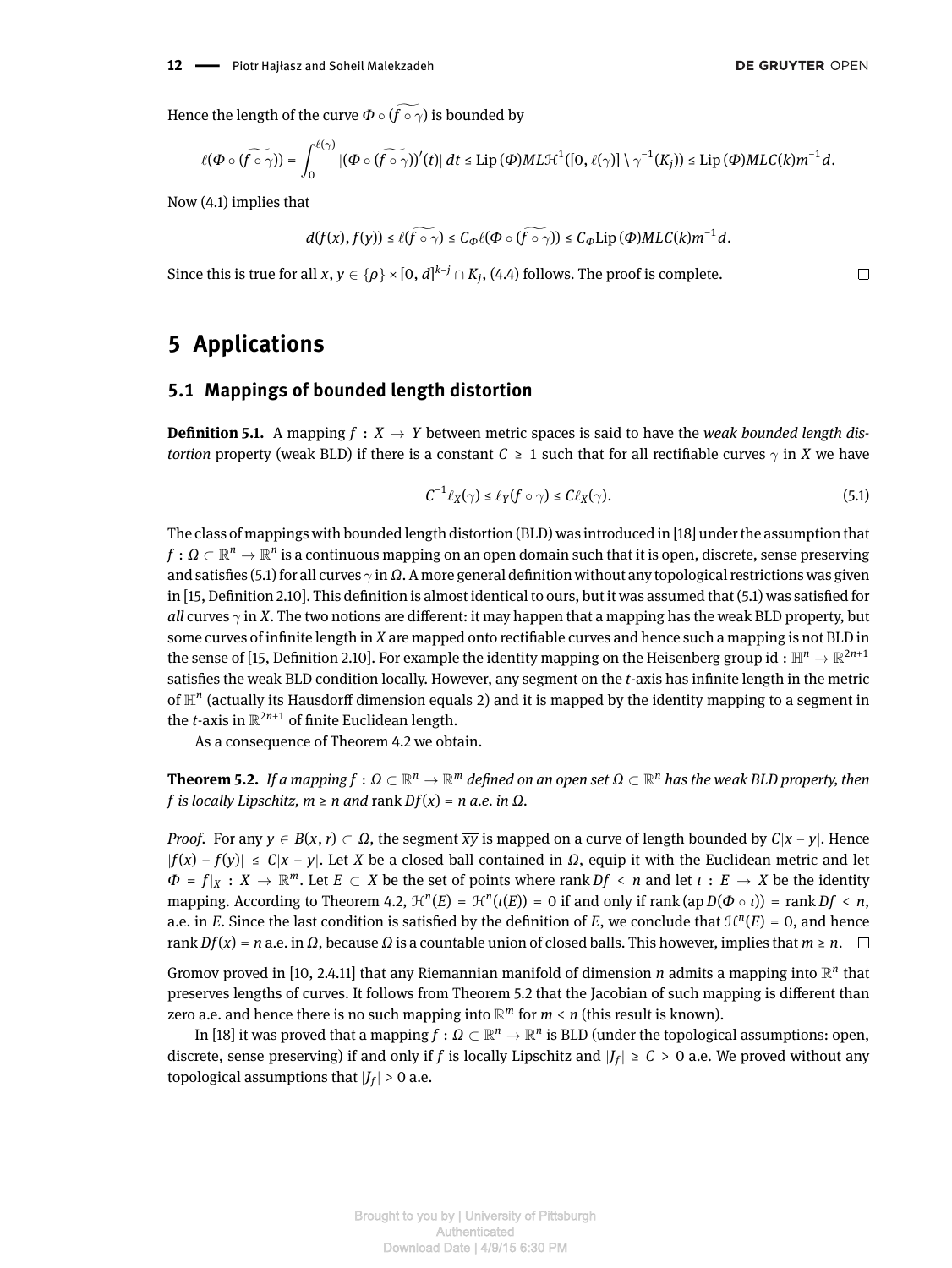Hence the length of the curve $\Phi \circ (\widetilde{f \circ \gamma})$ is bounded by

$$\ell(\Phi \circ (\widetilde{f \circ \gamma})) = \int_0^{\ell(\gamma)} |(\Phi \circ (\widetilde{f \circ \gamma}))'(t)|\, dt \le \operatorname{Lip}(\Phi) ML \mathcal{H}^1([0, \ell(\gamma)] \setminus \gamma^{-1}(K_j)) \le \operatorname{Lip}(\Phi) MLC(k) m^{-1} d.$$

Now (4.1) implies that

$$d(f(x), f(y)) \le \ell(\widetilde{f \circ \gamma}) \le C_\Phi \ell(\Phi \circ (\widetilde{f \circ \gamma})) \le C_\Phi \operatorname{Lip}(\Phi) MLC(k) m^{-1} d.$$

Since this is true for all $x, y \in \{\rho\} \times [0, d]^{k-j} \cap K_j$, (4.4) follows. The proof is complete. □

# 5 Applications

## 5.1 Mappings of bounded length distortion

**Definition 5.1.** A mapping $f : X \to Y$ between metric spaces is said to have the *weak bounded length distortion* property (weak BLD) if there is a constant $C \ge 1$ such that for all rectifiable curves $\gamma$ in $X$ we have

$$C^{-1} \ell_X(\gamma) \le \ell_Y(f \circ \gamma) \le C \ell_X(\gamma). \tag{5.1}$$

The class of mappings with bounded length distortion (BLD) was introduced in [18] under the assumption that $f : \Omega \subset \mathbb{R}^n \to \mathbb{R}^n$ is a continuous mapping on an open domain such that it is open, discrete, sense preserving and satisfies (5.1) for all curves $\gamma$ in $\Omega$. A more general definition without any topological restrictions was given in [15, Definition 2.10]. This definition is almost identical to ours, but it was assumed that (5.1) was satisfied for *all* curves $\gamma$ in $X$. The two notions are different: it may happen that a mapping has the weak BLD property, but some curves of infinite length in $X$ are mapped onto rectifiable curves and hence such a mapping is not BLD in the sense of [15, Definition 2.10]. For example the identity mapping on the Heisenberg group $\mathrm{id} : \mathbb{H}^n \to \mathbb{R}^{2n+1}$ satisfies the weak BLD condition locally. However, any segment on the $t$-axis has infinite length in the metric of $\mathbb{H}^n$ (actually its Hausdorff dimension equals 2) and it is mapped by the identity mapping to a segment in the $t$-axis in $\mathbb{R}^{2n+1}$ of finite Euclidean length.

As a consequence of Theorem 4.2 we obtain.

**Theorem 5.2.** *If a mapping $f : \Omega \subset \mathbb{R}^n \to \mathbb{R}^m$ defined on an open set $\Omega \subset \mathbb{R}^n$ has the weak BLD property, then $f$ is locally Lipschitz, $m \ge n$ and* $\operatorname{rank} Df(x) = n$ *a.e. in* $\Omega$.

*Proof.* For any $y \in B(x, r) \subset \Omega$, the segment $\overline{xy}$ is mapped on a curve of length bounded by $C|x - y|$. Hence $|f(x) - f(y)| \le C|x - y|$. Let $X$ be a closed ball contained in $\Omega$, equip it with the Euclidean metric and let $\Phi = f|_X : X \to \mathbb{R}^m$. Let $E \subset X$ be the set of points where $\operatorname{rank} Df < n$ and let $\iota : E \to X$ be the identity mapping. According to Theorem 4.2, $\mathcal{H}^n(E) = \mathcal{H}^n(\iota(E)) = 0$ if and only if $\operatorname{rank}(\operatorname{ap} D(\Phi \circ \iota)) = \operatorname{rank} Df < n$, a.e. in $E$. Since the last condition is satisfied by the definition of $E$, we conclude that $\mathcal{H}^n(E) = 0$, and hence $\operatorname{rank} Df(x) = n$ a.e. in $\Omega$, because $\Omega$ is a countable union of closed balls. This however, implies that $m \ge n$. □

Gromov proved in [10, 2.4.11] that any Riemannian manifold of dimension $n$ admits a mapping into $\mathbb{R}^n$ that preserves lengths of curves. It follows from Theorem 5.2 that the Jacobian of such mapping is different than zero a.e. and hence there is no such mapping into $\mathbb{R}^m$ for $m < n$ (this result is known).

In [18] it was proved that a mapping $f : \Omega \subset \mathbb{R}^n \to \mathbb{R}^n$ is BLD (under the topological assumptions: open, discrete, sense preserving) if and only if $f$ is locally Lipschitz and $|J_f| \ge C > 0$ a.e. We proved without any topological assumptions that $|J_f| > 0$ a.e.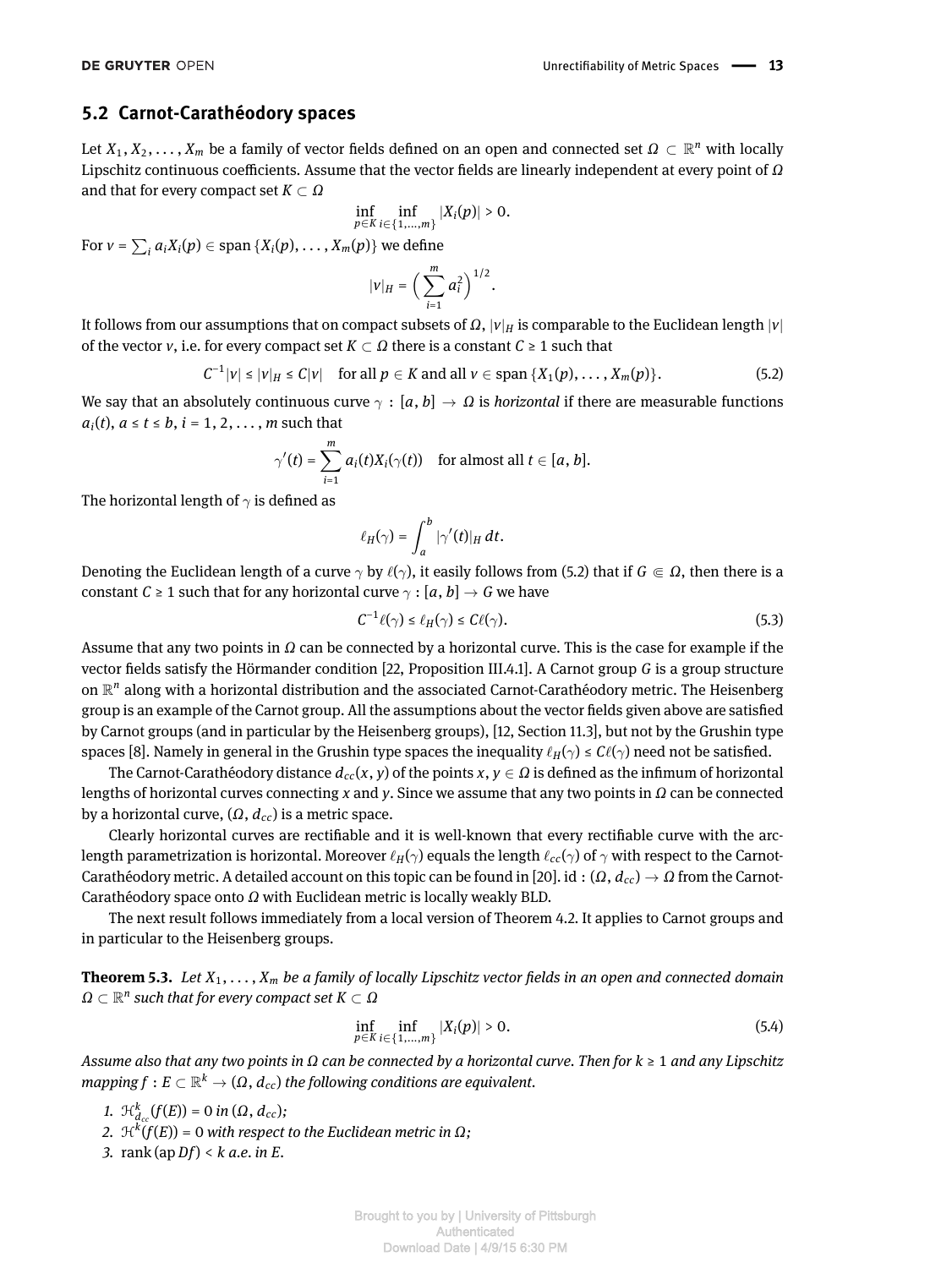## 5.2 Carnot-Carathéodory spaces

Let $X_1, X_2, \ldots, X_m$ be a family of vector fields defined on an open and connected set $\Omega \subset \mathbb{R}^n$ with locally Lipschitz continuous coefficients. Assume that the vector fields are linearly independent at every point of $\Omega$ and that for every compact set $K \subset \Omega$

$$\inf_{p \in K} \inf_{i \in \{1,\ldots,m\}} |X_i(p)| > 0.$$

For $v = \sum_i a_i X_i(p) \in \operatorname{span}\{X_i(p), \ldots, X_m(p)\}$ we define

$$|v|_H = \Big( \sum_{i=1}^m a_i^2 \Big)^{1/2}.$$

It follows from our assumptions that on compact subsets of $\Omega$, $|v|_H$ is comparable to the Euclidean length $|v|$ of the vector $v$, i.e. for every compact set $K \subset \Omega$ there is a constant $C \geq 1$ such that

$$C^{-1}|v| \leq |v|_H \leq C|v| \quad \text{for all } p \in K \text{ and all } v \in \operatorname{span}\{X_1(p), \ldots, X_m(p)\}. \tag{5.2}$$

We say that an absolutely continuous curve $\gamma : [a, b] \to \Omega$ is *horizontal* if there are measurable functions $a_i(t)$, $a \leq t \leq b$, $i = 1, 2, \ldots, m$ such that

$$\gamma'(t) = \sum_{i=1}^m a_i(t) X_i(\gamma(t)) \quad \text{for almost all } t \in [a, b].$$

The horizontal length of $\gamma$ is defined as

$$\ell_H(\gamma) = \int_a^b |\gamma'(t)|_H \, dt.$$

Denoting the Euclidean length of a curve $\gamma$ by $\ell(\gamma)$, it easily follows from (5.2) that if $G \Subset \Omega$, then there is a constant $C \geq 1$ such that for any horizontal curve $\gamma : [a, b] \to G$ we have

$$C^{-1}\ell(\gamma) \leq \ell_H(\gamma) \leq C\ell(\gamma). \tag{5.3}$$

Assume that any two points in $\Omega$ can be connected by a horizontal curve. This is the case for example if the vector fields satisfy the Hörmander condition [22, Proposition III.4.1]. A Carnot group $G$ is a group structure on $\mathbb{R}^n$ along with a horizontal distribution and the associated Carnot-Carathéodory metric. The Heisenberg group is an example of the Carnot group. All the assumptions about the vector fields given above are satisfied by Carnot groups (and in particular by the Heisenberg groups), [12, Section 11.3], but not by the Grushin type spaces [8]. Namely in general in the Grushin type spaces the inequality $\ell_H(\gamma) \leq C\ell(\gamma)$ need not be satisfied.

The Carnot-Carathéodory distance $d_{cc}(x, y)$ of the points $x, y \in \Omega$ is defined as the infimum of horizontal lengths of horizontal curves connecting $x$ and $y$. Since we assume that any two points in $\Omega$ can be connected by a horizontal curve, $(\Omega, d_{cc})$ is a metric space.

Clearly horizontal curves are rectifiable and it is well-known that every rectifiable curve with the arc-length parametrization is horizontal. Moreover $\ell_H(\gamma)$ equals the length $\ell_{cc}(\gamma)$ of $\gamma$ with respect to the Carnot-Carathéodory metric. A detailed account on this topic can be found in [20]. id : $(\Omega, d_{cc}) \to \Omega$ from the Carnot-Carathéodory space onto $\Omega$ with Euclidean metric is locally weakly BLD.

The next result follows immediately from a local version of Theorem 4.2. It applies to Carnot groups and in particular to the Heisenberg groups.

**Theorem 5.3.** *Let $X_1, \ldots, X_m$ be a family of locally Lipschitz vector fields in an open and connected domain $\Omega \subset \mathbb{R}^n$ such that for every compact set $K \subset \Omega$*

$$\inf_{p \in K} \inf_{i \in \{1,\ldots,m\}} |X_i(p)| > 0. \tag{5.4}$$

*Assume also that any two points in $\Omega$ can be connected by a horizontal curve. Then for $k \geq 1$ and any Lipschitz mapping $f : E \subset \mathbb{R}^k \to (\Omega, d_{cc})$ the following conditions are equivalent.*

1. *$\mathcal{H}^k_{d_{cc}}(f(E)) = 0$ in $(\Omega, d_{cc})$;*
2. *$\mathcal{H}^k(f(E)) = 0$ with respect to the Euclidean metric in $\Omega$;*
3. *$\operatorname{rank}(\operatorname{ap} Df) < k$ a.e. in $E$.*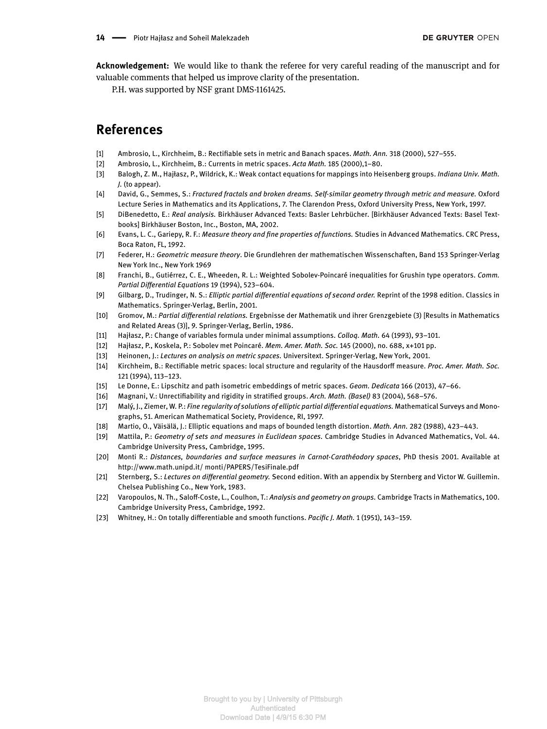**Acknowledgement:** We would like to thank the referee for very careful reading of the manuscript and for valuable comments that helped us improve clarity of the presentation.

P.H. was supported by NSF grant DMS-1161425.

## References

[1] Ambrosio, L., Kirchheim, B.: Rectifiable sets in metric and Banach spaces. *Math. Ann.* 318 (2000), 527–555.

[2] Ambrosio, L., Kirchheim, B.: Currents in metric spaces. *Acta Math.* 185 (2000),1–80.

[3] Balogh, Z. M., Hajłasz, P., Wildrick, K.: Weak contact equations for mappings into Heisenberg groups. *Indiana Univ. Math. J.* (to appear).

[4] David, G., Semmes, S.: *Fractured fractals and broken dreams. Self-similar geometry through metric and measure.* Oxford Lecture Series in Mathematics and its Applications, 7. The Clarendon Press, Oxford University Press, New York, 1997.

[5] DiBenedetto, E.: *Real analysis.* Birkhäuser Advanced Texts: Basler Lehrbücher. [Birkhäuser Advanced Texts: Basel Textbooks] Birkhäuser Boston, Inc., Boston, MA, 2002.

[6] Evans, L. C., Gariepy, R. F.: *Measure theory and fine properties of functions.* Studies in Advanced Mathematics. CRC Press, Boca Raton, FL, 1992.

[7] Federer, H.: *Geometric measure theory*. Die Grundlehren der mathematischen Wissenschaften, Band 153 Springer-Verlag New York Inc., New York 1969

[8] Franchi, B., Gutiérrez, C. E., Wheeden, R. L.: Weighted Sobolev-Poincaré inequalities for Grushin type operators. *Comm. Partial Differential Equations* 19 (1994), 523–604.

[9] Gilbarg, D., Trudinger, N. S.: *Elliptic partial differential equations of second order.* Reprint of the 1998 edition. Classics in Mathematics. Springer-Verlag, Berlin, 2001.

[10] Gromov, M.: *Partial differential relations.* Ergebnisse der Mathematik und ihrer Grenzgebiete (3) [Results in Mathematics and Related Areas (3)], 9. Springer-Verlag, Berlin, 1986.

[11] Hajłasz, P.: Change of variables formula under minimal assumptions. *Colloq. Math.* 64 (1993), 93–101.

[12] Hajłasz, P., Koskela, P.: Sobolev met Poincaré. *Mem. Amer. Math. Soc.* 145 (2000), no. 688, x+101 pp.

[13] Heinonen, J.: *Lectures on analysis on metric spaces.* Universitext. Springer-Verlag, New York, 2001.

[14] Kirchheim, B.: Rectifiable metric spaces: local structure and regularity of the Hausdorff measure. *Proc. Amer. Math. Soc.* 121 (1994), 113–123.

[15] Le Donne, E.: Lipschitz and path isometric embeddings of metric spaces. *Geom. Dedicata* 166 (2013), 47–66.

[16] Magnani, V.: Unrectifiability and rigidity in stratified groups. *Arch. Math. (Basel)* 83 (2004), 568–576.

[17] Malý, J., Ziemer, W. P.: *Fine regularity of solutions of elliptic partial differential equations.* Mathematical Surveys and Monographs, 51. American Mathematical Society, Providence, RI, 1997.

[18] Martio, O., Väisälä, J.: Elliptic equations and maps of bounded length distortion. *Math. Ann.* 282 (1988), 423–443.

[19] Mattila, P.: *Geometry of sets and measures in Euclidean spaces.* Cambridge Studies in Advanced Mathematics, Vol. 44. Cambridge University Press, Cambridge, 1995.

[20] Monti R.: *Distances, boundaries and surface measures in Carnot-Carathéodory spaces*, PhD thesis 2001. Available at http://www.math.unipd.it/ monti/PAPERS/TesiFinale.pdf

[21] Sternberg, S.: *Lectures on differential geometry.* Second edition. With an appendix by Sternberg and Victor W. Guillemin. Chelsea Publishing Co., New York, 1983.

[22] Varopoulos, N. Th., Saloff-Coste, L., Coulhon, T.: *Analysis and geometry on groups.* Cambridge Tracts in Mathematics, 100. Cambridge University Press, Cambridge, 1992.

[23] Whitney, H.: On totally differentiable and smooth functions. *Pacific J. Math.* 1 (1951), 143–159.